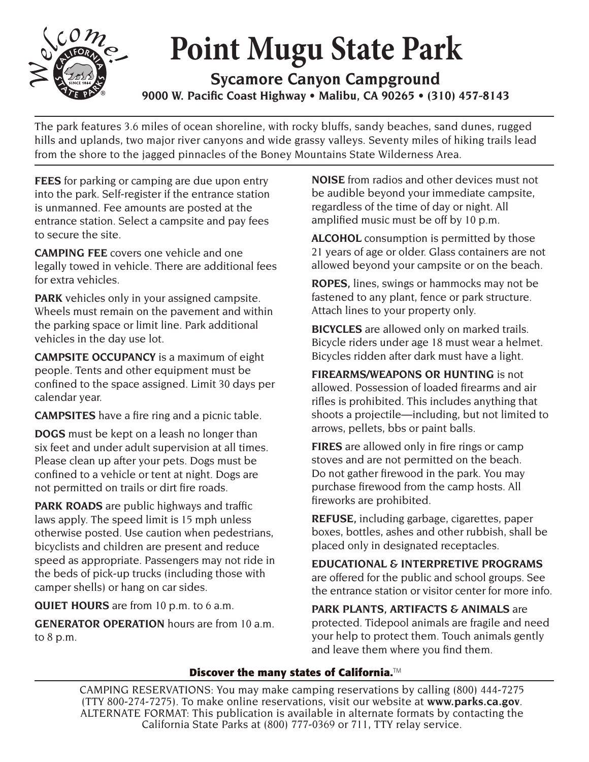# Point Mugu State Park

## Sycamore Canyon Campground

**9000 W. Pacific Coast Highway • Malibu, CA 90265 • (310) 457-8143**

The park features 3.6 miles of ocean shoreline, with rocky bluffs, sandy beaches, sand dunes, rugged hills and uplands, two major river canyons and wide grassy valleys. Seventy miles of hiking trails lead from the shore to the jagged pinnacles of the Boney Mountains State Wilderness Area.

**FEES** for parking or camping are due upon entry into the park. Self-register if the entrance station is unmanned. Fee amounts are posted at the entrance station. Select a campsite and pay fees to secure the site.

**CAMPING FEE** covers one vehicle and one legally towed in vehicle. There are additional fees for extra vehicles.

**PARK** vehicles only in your assigned campsite. Wheels must remain on the pavement and within the parking space or limit line. Park additional vehicles in the day use lot.

**CAMPSITE OCCUPANCY** is a maximum of eight people. Tents and other equipment must be confined to the space assigned. Limit 30 days per calendar year.

**CAMPSITES** have a fire ring and a picnic table.

**DOGS** must be kept on a leash no longer than six feet and under adult supervision at all times. Please clean up after your pets. Dogs must be confined to a vehicle or tent at night. Dogs are not permitted on trails or dirt fire roads.

**PARK ROADS** are public highways and traffic laws apply. The speed limit is 15 mph unless otherwise posted. Use caution when pedestrians, bicyclists and children are present and reduce speed as appropriate. Passengers may not ride in the beds of pick-up trucks (including those with camper shells) or hang on car sides.

**QUIET HOURS** are from 10 p.m. to 6 a.m.

**GENERATOR OPERATION** hours are from 10 a.m. to 8 p.m.

**NOISE** from radios and other devices must not be audible beyond your immediate campsite, regardless of the time of day or night. All amplified music must be off by 10 p.m.

**ALCOHOL** consumption is permitted by those 21 years of age or older. Glass containers are not allowed beyond your campsite or on the beach.

**ROPES,** lines, swings or hammocks may not be fastened to any plant, fence or park structure. Attach lines to your property only.

**BICYCLES** are allowed only on marked trails. Bicycle riders under age 18 must wear a helmet. Bicycles ridden after dark must have a light.

**FIREARMS/WEAPONS OR HUNTING** is not allowed. Possession of loaded firearms and air rifles is prohibited. This includes anything that shoots a projectile—including, but not limited to arrows, pellets, bbs or paint balls.

**FIRES** are allowed only in fire rings or camp stoves and are not permitted on the beach. Do not gather firewood in the park. You may purchase firewood from the camp hosts. All fireworks are prohibited.

**REFUSE,** including garbage, cigarettes, paper boxes, bottles, ashes and other rubbish, shall be placed only in designated receptacles.

**EDUCATIONAL & INTERPRETIVE PROGRAMS** are offered for the public and school groups. See the entrance station or visitor center for more info.

**PARK PLANTS, ARTIFACTS & ANIMALS** are protected. Tidepool animals are fragile and need your help to protect them. Touch animals gently and leave them where you find them.

**Discover the many states of California.**™

CAMPING RESERVATIONS: You may make camping reservations by calling (800) 444-7275 (TTY 800-274-7275). To make online reservations, visit our website at **www.parks.ca.gov**.
ALTERNATE FORMAT: This publication is available in alternate formats by contacting the California State Parks at (800) 777-0369 or 711, TTY relay service.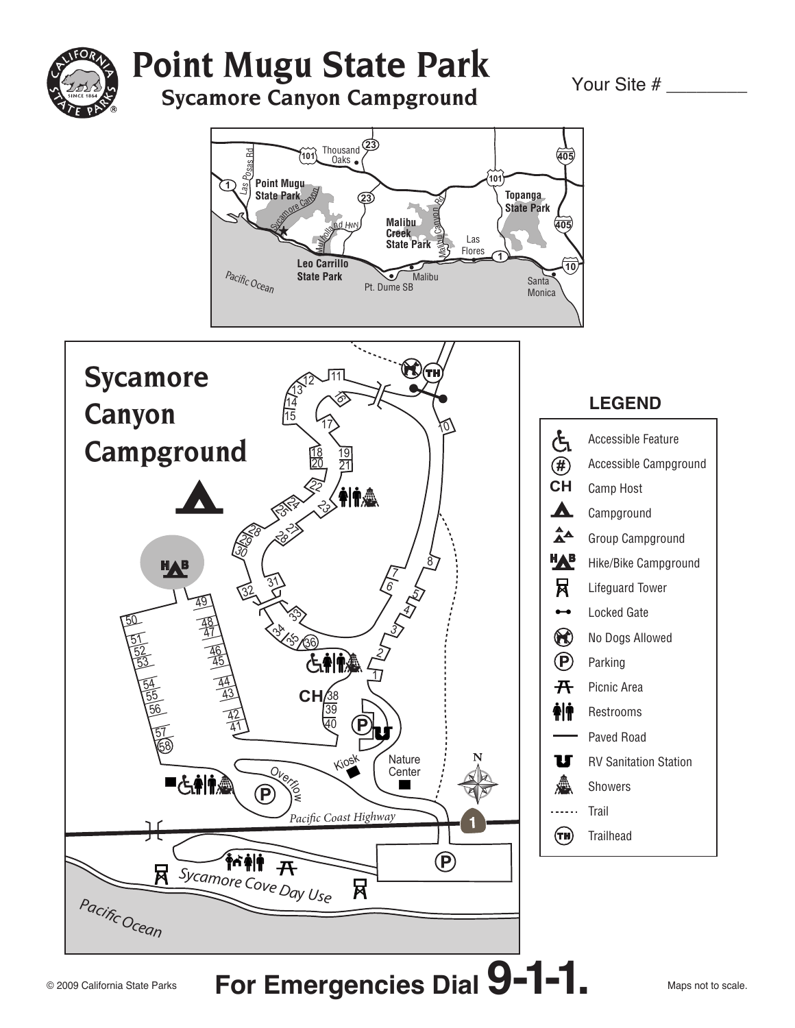# Point Mugu State Park

## Sycamore Canyon Campground

Your Site # ________

Thousand Oaks
Las Posas Rd
Point Mugu State Park
Sycamore Canyon
Mulholland Hwy
Malibu Creek State Park
Malibu Canyon Rd
Topanga State Park
Las Flores
Leo Carrillo State Park
Pt. Dume SB
Malibu
Santa Monica
Pacific Ocean
1
23
101
405
10

## Sycamore Canyon Campground

CH
Kiosk
Nature Center
Overflow
Pacific Coast Highway
Sycamore Cove Day Use
Pacific Ocean
N

### LEGEND

- Accessible Feature
- Accessible Campground
- CH Camp Host
- Campground
- Group Campground
- Hike/Bike Campground
- Lifeguard Tower
- Locked Gate
- No Dogs Allowed
- Parking
- Picnic Area
- Restrooms
- Paved Road
- RV Sanitation Station
- Showers
- Trail
- Trailhead

© 2009 California State Parks

**For Emergencies Dial 9-1-1.**

Maps not to scale.